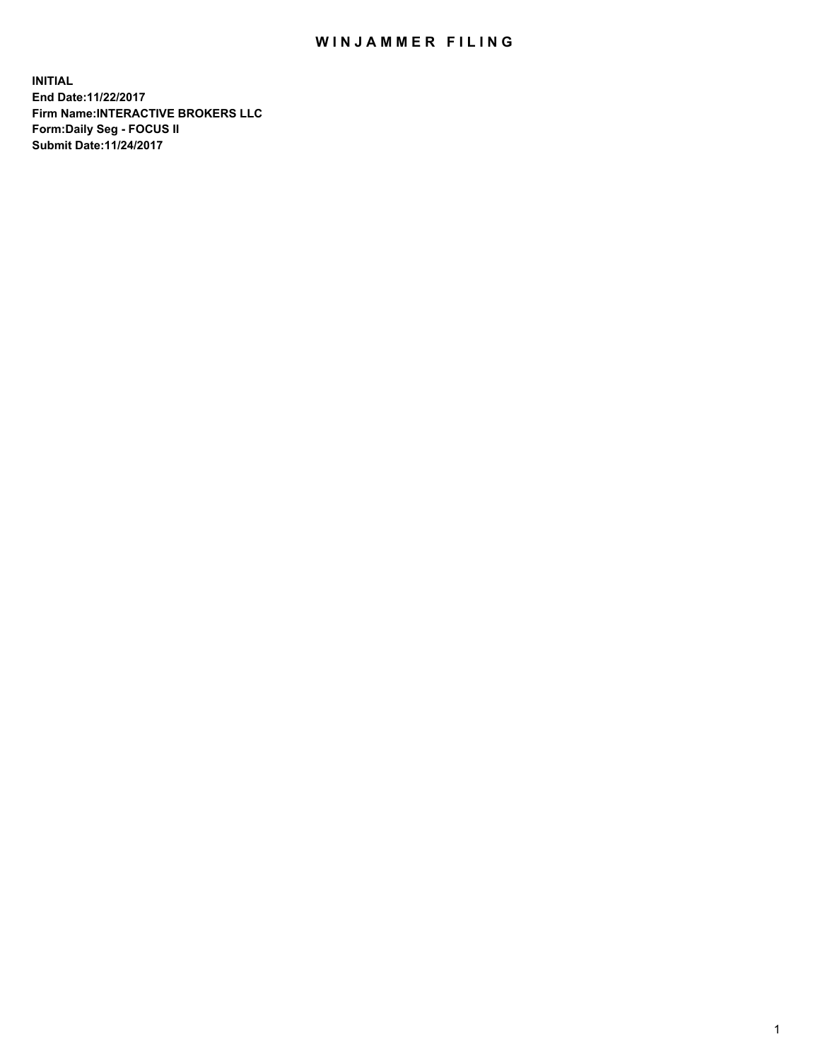# WINJAMMER FILING

**INITIAL**
**End Date:11/22/2017**
**Firm Name:INTERACTIVE BROKERS LLC**
**Form:Daily Seg - FOCUS II**
**Submit Date:11/24/2017**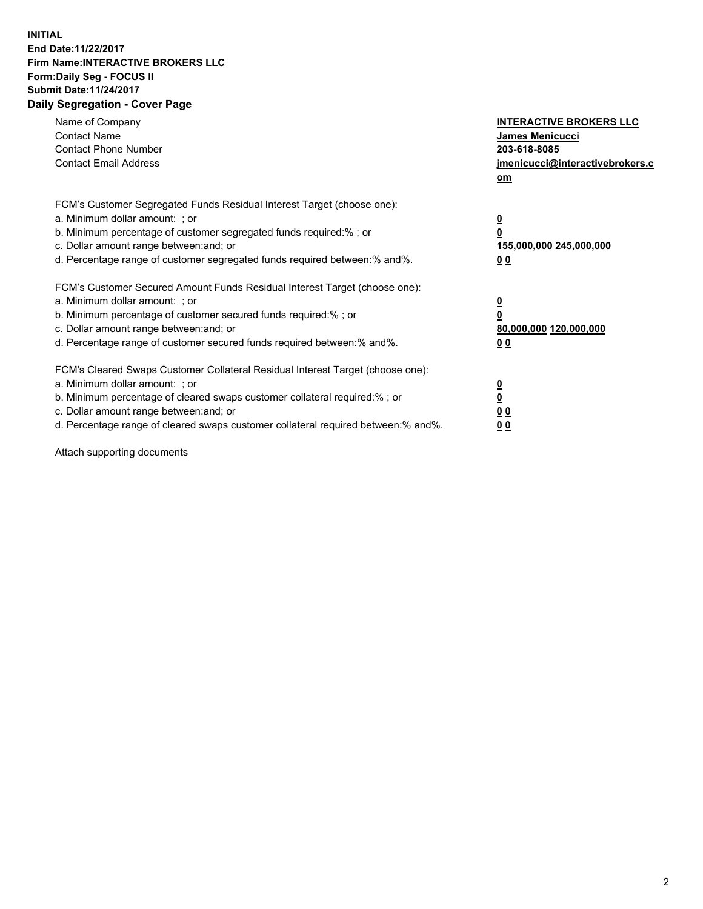**INITIAL**
**End Date:11/22/2017**
**Firm Name:INTERACTIVE BROKERS LLC**
**Form:Daily Seg - FOCUS II**
**Submit Date:11/24/2017**

## Daily Segregation - Cover Page

| | |
|---|---|
| Name of Company | **INTERACTIVE BROKERS LLC** |
| Contact Name | **James Menicucci** |
| Contact Phone Number | **203-618-8085** |
| Contact Email Address | **jmenicucci@interactivebrokers.com** |

| | |
|---|---|
| FCM's Customer Segregated Funds Residual Interest Target (choose one): | |
| a. Minimum dollar amount: ; or | **0** |
| b. Minimum percentage of customer segregated funds required:% ; or | **0** |
| c. Dollar amount range between:and; or | **155,000,000 245,000,000** |
| d. Percentage range of customer segregated funds required between:% and%. | **0 0** |
| FCM's Customer Secured Amount Funds Residual Interest Target (choose one): | |
| a. Minimum dollar amount: ; or | **0** |
| b. Minimum percentage of customer secured funds required:% ; or | **0** |
| c. Dollar amount range between:and; or | **80,000,000 120,000,000** |
| d. Percentage range of customer secured funds required between:% and%. | **0 0** |
| FCM's Cleared Swaps Customer Collateral Residual Interest Target (choose one): | |
| a. Minimum dollar amount: ; or | **0** |
| b. Minimum percentage of cleared swaps customer collateral required:% ; or | **0** |
| c. Dollar amount range between:and; or | **0 0** |
| d. Percentage range of cleared swaps customer collateral required between:% and%. | **0 0** |

Attach supporting documents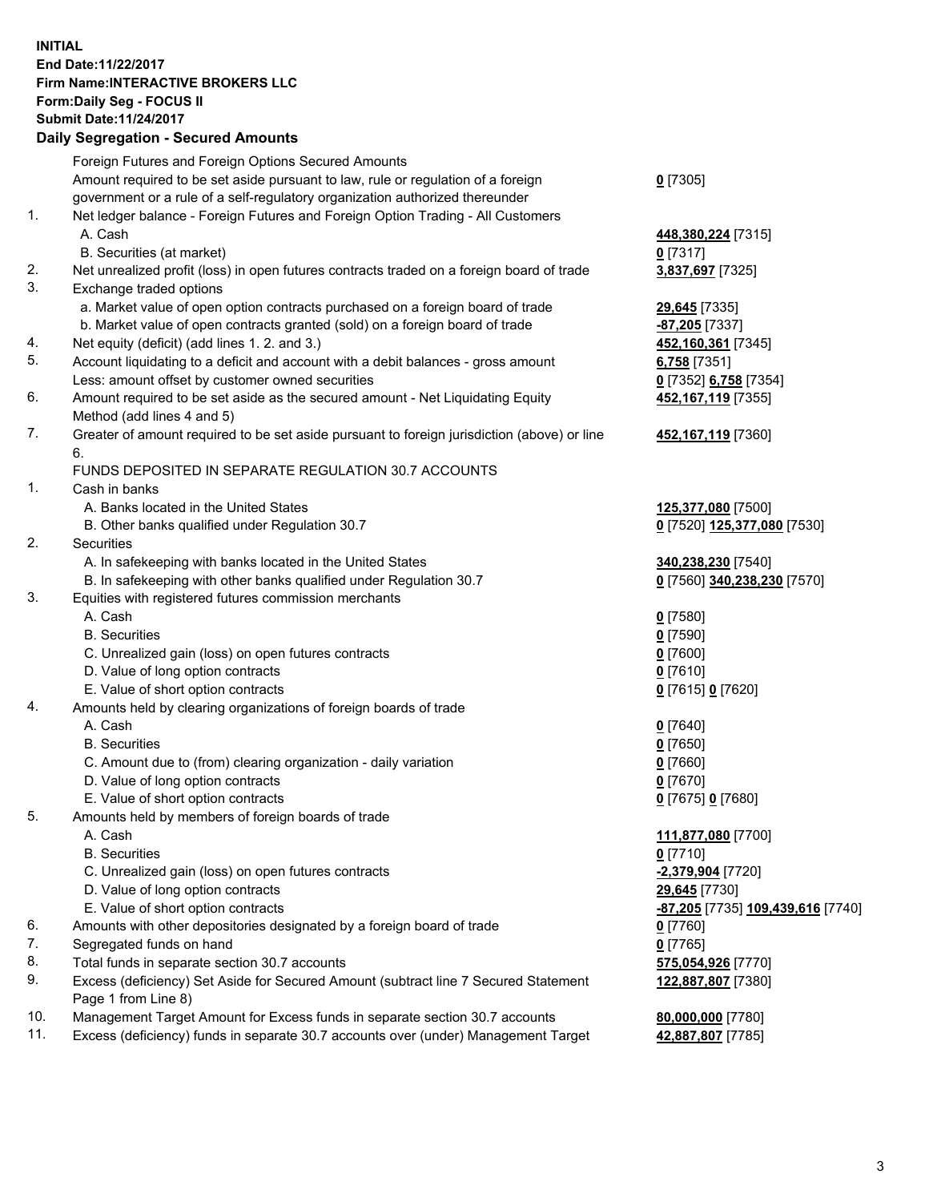**INITIAL**
**End Date:11/22/2017**
**Firm Name:INTERACTIVE BROKERS LLC**
**Form:Daily Seg - FOCUS II**
**Submit Date:11/24/2017**

### Daily Segregation - Secured Amounts

| | | |
|---|---|---|
| | Foreign Futures and Foreign Options Secured Amounts | |
| | Amount required to be set aside pursuant to law, rule or regulation of a foreign government or a rule of a self-regulatory organization authorized thereunder | **0** [7305] |
| 1. | Net ledger balance - Foreign Futures and Foreign Option Trading - All Customers | |
| | A. Cash | **448,380,224** [7315] |
| | B. Securities (at market) | **0** [7317] |
| 2. | Net unrealized profit (loss) in open futures contracts traded on a foreign board of trade | **3,837,697** [7325] |
| 3. | Exchange traded options | |
| | a. Market value of open option contracts purchased on a foreign board of trade | **29,645** [7335] |
| | b. Market value of open contracts granted (sold) on a foreign board of trade | **-87,205** [7337] |
| 4. | Net equity (deficit) (add lines 1. 2. and 3.) | **452,160,361** [7345] |
| 5. | Account liquidating to a deficit and account with a debit balances - gross amount | **6,758** [7351] |
| | Less: amount offset by customer owned securities | **0** [7352] **6,758** [7354] |
| 6. | Amount required to be set aside as the secured amount - Net Liquidating Equity Method (add lines 4 and 5) | **452,167,119** [7355] |
| 7. | Greater of amount required to be set aside pursuant to foreign jurisdiction (above) or line 6. | **452,167,119** [7360] |
| | FUNDS DEPOSITED IN SEPARATE REGULATION 30.7 ACCOUNTS | |
| 1. | Cash in banks | |
| | A. Banks located in the United States | **125,377,080** [7500] |
| | B. Other banks qualified under Regulation 30.7 | **0** [7520] **125,377,080** [7530] |
| 2. | Securities | |
| | A. In safekeeping with banks located in the United States | **340,238,230** [7540] |
| | B. In safekeeping with other banks qualified under Regulation 30.7 | **0** [7560] **340,238,230** [7570] |
| 3. | Equities with registered futures commission merchants | |
| | A. Cash | **0** [7580] |
| | B. Securities | **0** [7590] |
| | C. Unrealized gain (loss) on open futures contracts | **0** [7600] |
| | D. Value of long option contracts | **0** [7610] |
| | E. Value of short option contracts | **0** [7615] **0** [7620] |
| 4. | Amounts held by clearing organizations of foreign boards of trade | |
| | A. Cash | **0** [7640] |
| | B. Securities | **0** [7650] |
| | C. Amount due to (from) clearing organization - daily variation | **0** [7660] |
| | D. Value of long option contracts | **0** [7670] |
| | E. Value of short option contracts | **0** [7675] **0** [7680] |
| 5. | Amounts held by members of foreign boards of trade | |
| | A. Cash | **111,877,080** [7700] |
| | B. Securities | **0** [7710] |
| | C. Unrealized gain (loss) on open futures contracts | **-2,379,904** [7720] |
| | D. Value of long option contracts | **29,645** [7730] |
| | E. Value of short option contracts | **-87,205** [7735] **109,439,616** [7740] |
| 6. | Amounts with other depositories designated by a foreign board of trade | **0** [7760] |
| 7. | Segregated funds on hand | **0** [7765] |
| 8. | Total funds in separate section 30.7 accounts | **575,054,926** [7770] |
| 9. | Excess (deficiency) Set Aside for Secured Amount (subtract line 7 Secured Statement Page 1 from Line 8) | **122,887,807** [7380] |
| 10. | Management Target Amount for Excess funds in separate section 30.7 accounts | **80,000,000** [7780] |
| 11. | Excess (deficiency) funds in separate 30.7 accounts over (under) Management Target | **42,887,807** [7785] |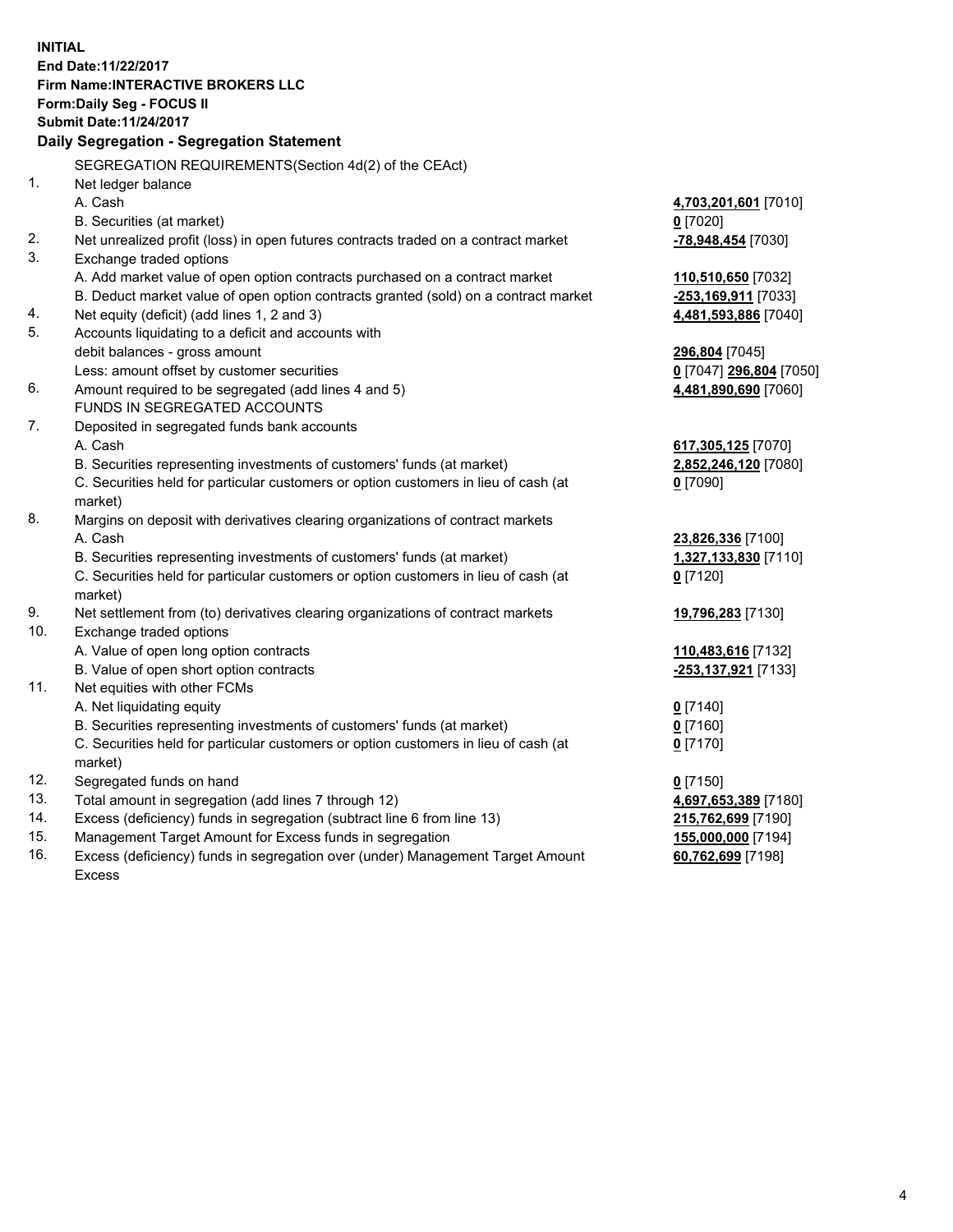**INITIAL**
**End Date:11/22/2017**
**Firm Name:INTERACTIVE BROKERS LLC**
**Form:Daily Seg - FOCUS II**
**Submit Date:11/24/2017**

## Daily Segregation - Segregation Statement

SEGREGATION REQUIREMENTS(Section 4d(2) of the CEAct)

| | | |
|---|---|---|
| 1. | Net ledger balance | |
| | A. Cash | **4,703,201,601** [7010] |
| | B. Securities (at market) | **0** [7020] |
| 2. | Net unrealized profit (loss) in open futures contracts traded on a contract market | **-78,948,454** [7030] |
| 3. | Exchange traded options | |
| | A. Add market value of open option contracts purchased on a contract market | **110,510,650** [7032] |
| | B. Deduct market value of open option contracts granted (sold) on a contract market | **-253,169,911** [7033] |
| 4. | Net equity (deficit) (add lines 1, 2 and 3) | **4,481,593,886** [7040] |
| 5. | Accounts liquidating to a deficit and accounts with debit balances - gross amount | **296,804** [7045] |
| | Less: amount offset by customer securities | **0** [7047] **296,804** [7050] |
| 6. | Amount required to be segregated (add lines 4 and 5) | **4,481,890,690** [7060] |
| | FUNDS IN SEGREGATED ACCOUNTS | |
| 7. | Deposited in segregated funds bank accounts | |
| | A. Cash | **617,305,125** [7070] |
| | B. Securities representing investments of customers' funds (at market) | **2,852,246,120** [7080] |
| | C. Securities held for particular customers or option customers in lieu of cash (at market) | **0** [7090] |
| 8. | Margins on deposit with derivatives clearing organizations of contract markets | |
| | A. Cash | **23,826,336** [7100] |
| | B. Securities representing investments of customers' funds (at market) | **1,327,133,830** [7110] |
| | C. Securities held for particular customers or option customers in lieu of cash (at market) | **0** [7120] |
| 9. | Net settlement from (to) derivatives clearing organizations of contract markets | **19,796,283** [7130] |
| 10. | Exchange traded options | |
| | A. Value of open long option contracts | **110,483,616** [7132] |
| | B. Value of open short option contracts | **-253,137,921** [7133] |
| 11. | Net equities with other FCMs | |
| | A. Net liquidating equity | **0** [7140] |
| | B. Securities representing investments of customers' funds (at market) | **0** [7160] |
| | C. Securities held for particular customers or option customers in lieu of cash (at market) | **0** [7170] |
| 12. | Segregated funds on hand | **0** [7150] |
| 13. | Total amount in segregation (add lines 7 through 12) | **4,697,653,389** [7180] |
| 14. | Excess (deficiency) funds in segregation (subtract line 6 from line 13) | **215,762,699** [7190] |
| 15. | Management Target Amount for Excess funds in segregation | **155,000,000** [7194] |
| 16. | Excess (deficiency) funds in segregation over (under) Management Target Amount Excess | **60,762,699** [7198] |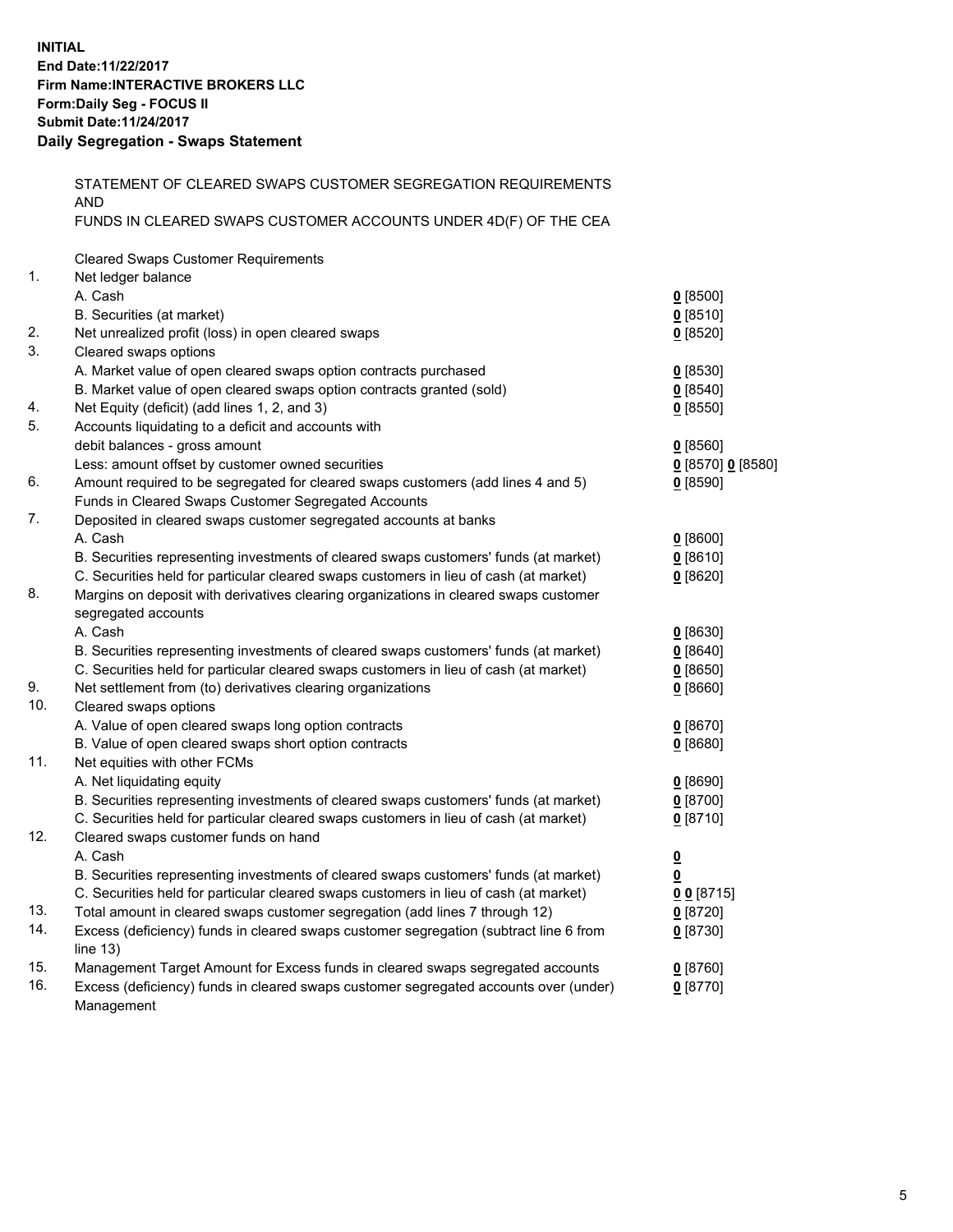**INITIAL**
**End Date:11/22/2017**
**Firm Name:INTERACTIVE BROKERS LLC**
**Form:Daily Seg - FOCUS II**
**Submit Date:11/24/2017**
**Daily Segregation - Swaps Statement**

STATEMENT OF CLEARED SWAPS CUSTOMER SEGREGATION REQUIREMENTS AND FUNDS IN CLEARED SWAPS CUSTOMER ACCOUNTS UNDER 4D(F) OF THE CEA

| | | |
|---|---|---|
| | Cleared Swaps Customer Requirements | |
| 1. | Net ledger balance | |
| | A. Cash | 0 [8500] |
| | B. Securities (at market) | 0 [8510] |
| 2. | Net unrealized profit (loss) in open cleared swaps | 0 [8520] |
| 3. | Cleared swaps options | |
| | A. Market value of open cleared swaps option contracts purchased | 0 [8530] |
| | B. Market value of open cleared swaps option contracts granted (sold) | 0 [8540] |
| 4. | Net Equity (deficit) (add lines 1, 2, and 3) | 0 [8550] |
| 5. | Accounts liquidating to a deficit and accounts with debit balances - gross amount | 0 [8560] |
| | Less: amount offset by customer owned securities | 0 [8570] 0 [8580] |
| 6. | Amount required to be segregated for cleared swaps customers (add lines 4 and 5) | 0 [8590] |
| | Funds in Cleared Swaps Customer Segregated Accounts | |
| 7. | Deposited in cleared swaps customer segregated accounts at banks | |
| | A. Cash | 0 [8600] |
| | B. Securities representing investments of cleared swaps customers' funds (at market) | 0 [8610] |
| | C. Securities held for particular cleared swaps customers in lieu of cash (at market) | 0 [8620] |
| 8. | Margins on deposit with derivatives clearing organizations in cleared swaps customer segregated accounts | |
| | A. Cash | 0 [8630] |
| | B. Securities representing investments of cleared swaps customers' funds (at market) | 0 [8640] |
| | C. Securities held for particular cleared swaps customers in lieu of cash (at market) | 0 [8650] |
| 9. | Net settlement from (to) derivatives clearing organizations | 0 [8660] |
| 10. | Cleared swaps options | |
| | A. Value of open cleared swaps long option contracts | 0 [8670] |
| | B. Value of open cleared swaps short option contracts | 0 [8680] |
| 11. | Net equities with other FCMs | |
| | A. Net liquidating equity | 0 [8690] |
| | B. Securities representing investments of cleared swaps customers' funds (at market) | 0 [8700] |
| | C. Securities held for particular cleared swaps customers in lieu of cash (at market) | 0 [8710] |
| 12. | Cleared swaps customer funds on hand | |
| | A. Cash | 0 |
| | B. Securities representing investments of cleared swaps customers' funds (at market) | 0 |
| | C. Securities held for particular cleared swaps customers in lieu of cash (at market) | 0 0 [8715] |
| 13. | Total amount in cleared swaps customer segregation (add lines 7 through 12) | 0 [8720] |
| 14. | Excess (deficiency) funds in cleared swaps customer segregation (subtract line 6 from line 13) | 0 [8730] |
| 15. | Management Target Amount for Excess funds in cleared swaps segregated accounts | 0 [8760] |
| 16. | Excess (deficiency) funds in cleared swaps customer segregated accounts over (under) Management | 0 [8770] |